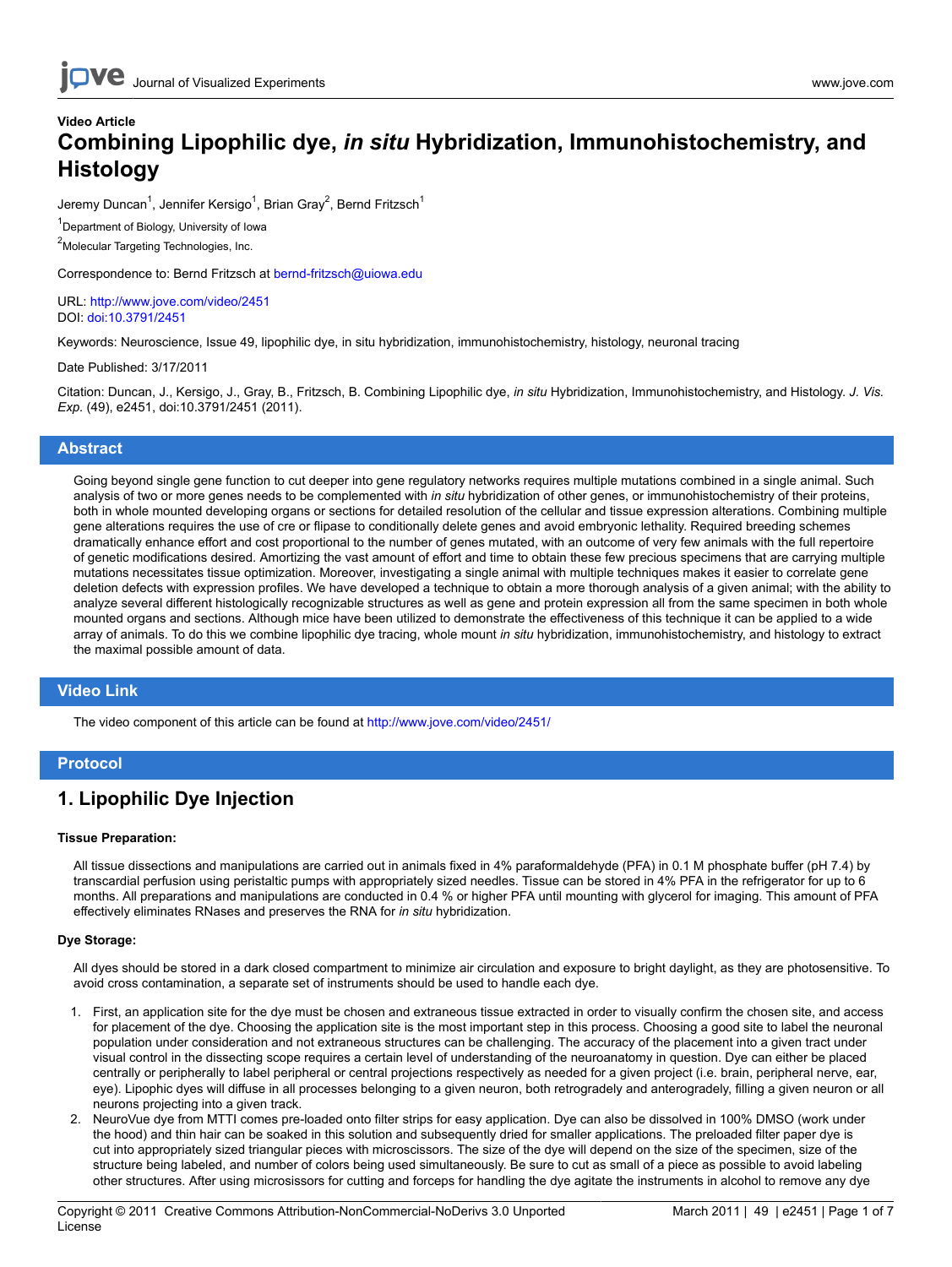Video Article

# Combining Lipophilic dye, *in situ* Hybridization, Immunohistochemistry, and Histology

Jeremy Duncan[1], Jennifer Kersigo[1], Brian Gray[2], Bernd Fritzsch[1]

[1]Department of Biology, University of Iowa

[2]Molecular Targeting Technologies, Inc.

Correspondence to: Bernd Fritzsch at bernd-fritzsch@uiowa.edu

URL: http://www.jove.com/video/2451
DOI: doi:10.3791/2451

Keywords: Neuroscience, Issue 49, lipophilic dye, in situ hybridization, immunohistochemistry, histology, neuronal tracing

Date Published: 3/17/2011

Citation: Duncan, J., Kersigo, J., Gray, B., Fritzsch, B. Combining Lipophilic dye, *in situ* Hybridization, Immunohistochemistry, and Histology. *J. Vis. Exp.* (49), e2451, doi:10.3791/2451 (2011).

## Abstract

Going beyond single gene function to cut deeper into gene regulatory networks requires multiple mutations combined in a single animal. Such analysis of two or more genes needs to be complemented with *in situ* hybridization of other genes, or immunohistochemistry of their proteins, both in whole mounted developing organs or sections for detailed resolution of the cellular and tissue expression alterations. Combining multiple gene alterations requires the use of cre or flipase to conditionally delete genes and avoid embryonic lethality. Required breeding schemes dramatically enhance effort and cost proportional to the number of genes mutated, with an outcome of very few animals with the full repertoire of genetic modifications desired. Amortizing the vast amount of effort and time to obtain these few precious specimens that are carrying multiple mutations necessitates tissue optimization. Moreover, investigating a single animal with multiple techniques makes it easier to correlate gene deletion defects with expression profiles. We have developed a technique to obtain a more thorough analysis of a given animal; with the ability to analyze several different histologically recognizable structures as well as gene and protein expression all from the same specimen in both whole mounted organs and sections. Although mice have been utilized to demonstrate the effectiveness of this technique it can be applied to a wide array of animals. To do this we combine lipophilic dye tracing, whole mount *in situ* hybridization, immunohistochemistry, and histology to extract the maximal possible amount of data.

## Video Link

The video component of this article can be found at http://www.jove.com/video/2451/

## Protocol

## 1. Lipophilic Dye Injection

### Tissue Preparation:

All tissue dissections and manipulations are carried out in animals fixed in 4% paraformaldehyde (PFA) in 0.1 M phosphate buffer (pH 7.4) by transcardial perfusion using peristaltic pumps with appropriately sized needles. Tissue can be stored in 4% PFA in the refrigerator for up to 6 months. All preparations and manipulations are conducted in 0.4 % or higher PFA until mounting with glycerol for imaging. This amount of PFA effectively eliminates RNases and preserves the RNA for *in situ* hybridization.

### Dye Storage:

All dyes should be stored in a dark closed compartment to minimize air circulation and exposure to bright daylight, as they are photosensitive. To avoid cross contamination, a separate set of instruments should be used to handle each dye.

1. First, an application site for the dye must be chosen and extraneous tissue extracted in order to visually confirm the chosen site, and access for placement of the dye. Choosing the application site is the most important step in this process. Choosing a good site to label the neuronal population under consideration and not extraneous structures can be challenging. The accuracy of the placement into a given tract under visual control in the dissecting scope requires a certain level of understanding of the neuroanatomy in question. Dye can either be placed centrally or peripherally to label peripheral or central projections respectively as needed for a given project (i.e. brain, peripheral nerve, ear, eye). Lipophilic dyes will diffuse in all processes belonging to a given neuron, both retrogradely and anterogradely, filling a given neuron or all neurons projecting into a given track.
2. NeuroVue dye from MTTI comes pre-loaded onto filter strips for easy application. Dye can also be dissolved in 100% DMSO (work under the hood) and thin hair can be soaked in this solution and subsequently dried for smaller applications. The preloaded filter paper dye is cut into appropriately sized triangular pieces with microscissors. The size of the dye will depend on the size of the specimen, size of the structure being labeled, and number of colors being used simultaneously. Be sure to cut as small of a piece as possible to avoid labeling other structures. After using microsissors for cutting and forceps for handling the dye agitate the instruments in alcohol to remove any dye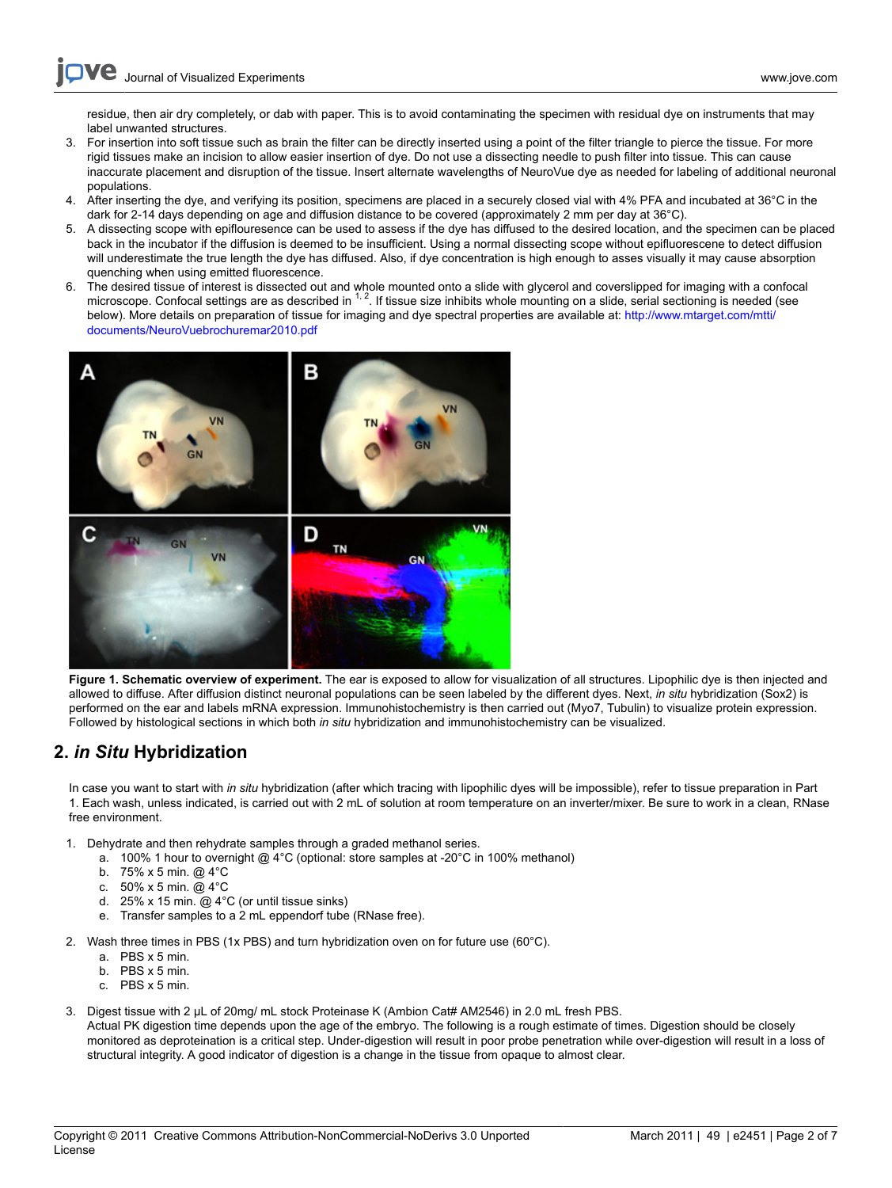residue, then air dry completely, or dab with paper. This is to avoid contaminating the specimen with residual dye on instruments that may label unwanted structures.

3. For insertion into soft tissue such as brain the filter can be directly inserted using a point of the filter triangle to pierce the tissue. For more rigid tissues make an incision to allow easier insertion of dye. Do not use a dissecting needle to push filter into tissue. This can cause inaccurate placement and disruption of the tissue. Insert alternate wavelengths of NeuroVue dye as needed for labeling of additional neuronal populations.
4. After inserting the dye, and verifying its position, specimens are placed in a securely closed vial with 4% PFA and incubated at 36°C in the dark for 2-14 days depending on age and diffusion distance to be covered (approximately 2 mm per day at 36°C).
5. A dissecting scope with epiflouresence can be used to assess if the dye has diffused to the desired location, and the specimen can be placed back in the incubator if the diffusion is deemed to be insufficient. Using a normal dissecting scope without epifluorescene to detect diffusion will underestimate the true length the dye has diffused. Also, if dye concentration is high enough to asses visually it may cause absorption quenching when using emitted fluorescence.
6. The desired tissue of interest is dissected out and whole mounted onto a slide with glycerol and coverslipped for imaging with a confocal microscope. Confocal settings are as described in [1, 2]. If tissue size inhibits whole mounting on a slide, serial sectioning is needed (see below). More details on preparation of tissue for imaging and dye spectral properties are available at: http://www.mtarget.com/mtti/documents/NeuroVuebrochuremar2010.pdf

**Figure 1. Schematic overview of experiment.** The ear is exposed to allow for visualization of all structures. Lipophilic dye is then injected and allowed to diffuse. After diffusion distinct neuronal populations can be seen labeled by the different dyes. Next, *in situ* hybridization (Sox2) is performed on the ear and labels mRNA expression. Immunohistochemistry is then carried out (Myo7, Tubulin) to visualize protein expression. Followed by histological sections in which both *in situ* hybridization and immunohistochemistry can be visualized.

## 2. *in Situ* Hybridization

In case you want to start with *in situ* hybridization (after which tracing with lipophilic dyes will be impossible), refer to tissue preparation in Part 1. Each wash, unless indicated, is carried out with 2 mL of solution at room temperature on an inverter/mixer. Be sure to work in a clean, RNase free environment.

1. Dehydrate and then rehydrate samples through a graded methanol series.
   a. 100% 1 hour to overnight @ 4°C (optional: store samples at -20°C in 100% methanol)
   b. 75% x 5 min. @ 4°C
   c. 50% x 5 min. @ 4°C
   d. 25% x 15 min. @ 4°C (or until tissue sinks)
   e. Transfer samples to a 2 mL eppendorf tube (RNase free).
2. Wash three times in PBS (1x PBS) and turn hybridization oven on for future use (60°C).
   a. PBS x 5 min.
   b. PBS x 5 min.
   c. PBS x 5 min.
3. Digest tissue with 2 µL of 20mg/ mL stock Proteinase K (Ambion Cat# AM2546) in 2.0 mL fresh PBS.
   Actual PK digestion time depends upon the age of the embryo. The following is a rough estimate of times. Digestion should be closely monitored as deproteination is a critical step. Under-digestion will result in poor probe penetration while over-digestion will result in a loss of structural integrity. A good indicator of digestion is a change in the tissue from opaque to almost clear.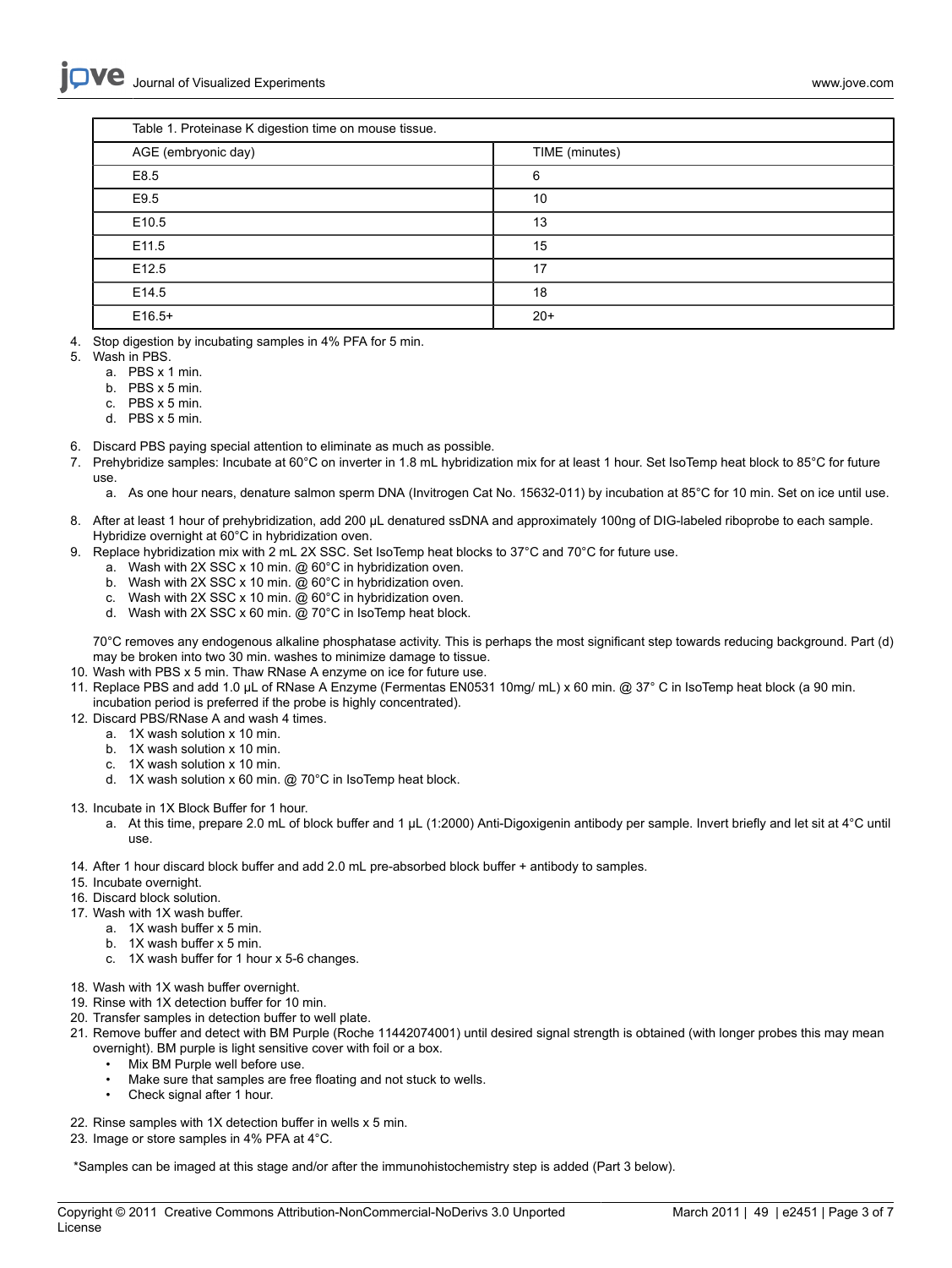| Table 1. Proteinase K digestion time on mouse tissue. | |
|---|---|
| AGE (embryonic day) | TIME (minutes) |
| E8.5 | 6 |
| E9.5 | 10 |
| E10.5 | 13 |
| E11.5 | 15 |
| E12.5 | 17 |
| E14.5 | 18 |
| E16.5+ | 20+ |

4. Stop digestion by incubating samples in 4% PFA for 5 min.
5. Wash in PBS.
    a. PBS x 1 min.
    b. PBS x 5 min.
    c. PBS x 5 min.
    d. PBS x 5 min.
6. Discard PBS paying special attention to eliminate as much as possible.
7. Prehybridize samples: Incubate at 60°C on inverter in 1.8 mL hybridization mix for at least 1 hour. Set IsoTemp heat block to 85°C for future use.
    a. As one hour nears, denature salmon sperm DNA (Invitrogen Cat No. 15632-011) by incubation at 85°C for 10 min. Set on ice until use.
8. After at least 1 hour of prehybridization, add 200 µL denatured ssDNA and approximately 100ng of DIG-labeled riboprobe to each sample. Hybridize overnight at 60°C in hybridization oven.
9. Replace hybridization mix with 2 mL 2X SSC. Set IsoTemp heat blocks to 37°C and 70°C for future use.
    a. Wash with 2X SSC x 10 min. @ 60°C in hybridization oven.
    b. Wash with 2X SSC x 10 min. @ 60°C in hybridization oven.
    c. Wash with 2X SSC x 10 min. @ 60°C in hybridization oven.
    d. Wash with 2X SSC x 60 min. @ 70°C in IsoTemp heat block.

    70°C removes any endogenous alkaline phosphatase activity. This is perhaps the most significant step towards reducing background. Part (d) may be broken into two 30 min. washes to minimize damage to tissue.
10. Wash with PBS x 5 min. Thaw RNase A enzyme on ice for future use.
11. Replace PBS and add 1.0 µL of RNase A Enzyme (Fermentas EN0531 10mg/ mL) x 60 min. @ 37° C in IsoTemp heat block (a 90 min. incubation period is preferred if the probe is highly concentrated).
12. Discard PBS/RNase A and wash 4 times.
    a. 1X wash solution x 10 min.
    b. 1X wash solution x 10 min.
    c. 1X wash solution x 10 min.
    d. 1X wash solution x 60 min. @ 70°C in IsoTemp heat block.
13. Incubate in 1X Block Buffer for 1 hour.
    a. At this time, prepare 2.0 mL of block buffer and 1 µL (1:2000) Anti-Digoxigenin antibody per sample. Invert briefly and let sit at 4°C until use.
14. After 1 hour discard block buffer and add 2.0 mL pre-absorbed block buffer + antibody to samples.
15. Incubate overnight.
16. Discard block solution.
17. Wash with 1X wash buffer.
    a. 1X wash buffer x 5 min.
    b. 1X wash buffer x 5 min.
    c. 1X wash buffer for 1 hour x 5-6 changes.
18. Wash with 1X wash buffer overnight.
19. Rinse with 1X detection buffer for 10 min.
20. Transfer samples in detection buffer to well plate.
21. Remove buffer and detect with BM Purple (Roche 11442074001) until desired signal strength is obtained (with longer probes this may mean overnight). BM purple is light sensitive cover with foil or a box.
    - Mix BM Purple well before use.
    - Make sure that samples are free floating and not stuck to wells.
    - Check signal after 1 hour.
22. Rinse samples with 1X detection buffer in wells x 5 min.
23. Image or store samples in 4% PFA at 4°C.

*Samples can be imaged at this stage and/or after the immunohistochemistry step is added (Part 3 below).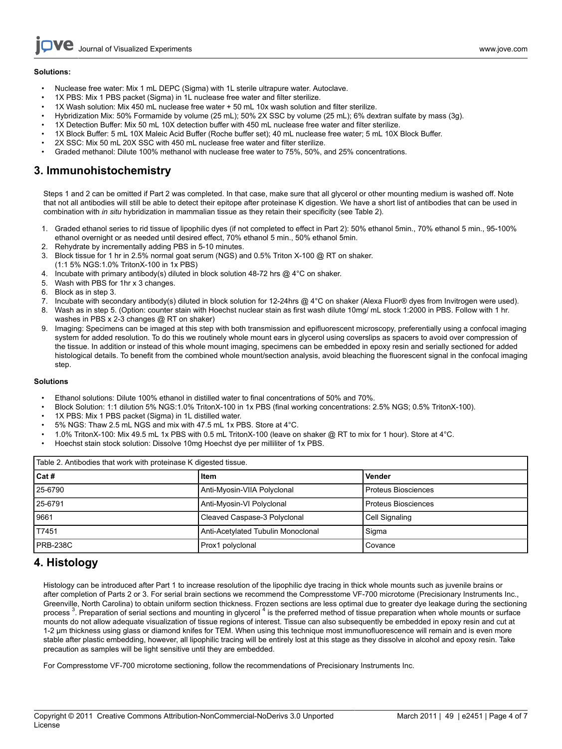**Solutions:**

- Nuclease free water: Mix 1 mL DEPC (Sigma) with 1L sterile ultrapure water. Autoclave.
- 1X PBS: Mix 1 PBS packet (Sigma) in 1L nuclease free water and filter sterilize.
- 1X Wash solution: Mix 450 mL nuclease free water + 50 mL 10x wash solution and filter sterilize.
- Hybridization Mix: 50% Formamide by volume (25 mL); 50% 2X SSC by volume (25 mL); 6% dextran sulfate by mass (3g).
- 1X Detection Buffer: Mix 50 mL 10X detection buffer with 450 mL nuclease free water and filter sterilize.
- 1X Block Buffer: 5 mL 10X Maleic Acid Buffer (Roche buffer set); 40 mL nuclease free water; 5 mL 10X Block Buffer.
- 2X SSC: Mix 50 mL 20X SSC with 450 mL nuclease free water and filter sterilize.
- Graded methanol: Dilute 100% methanol with nuclease free water to 75%, 50%, and 25% concentrations.

## 3. Immunohistochemistry

Steps 1 and 2 can be omitted if Part 2 was completed. In that case, make sure that all glycerol or other mounting medium is washed off. Note that not all antibodies will still be able to detect their epitope after proteinase K digestion. We have a short list of antibodies that can be used in combination with *in situ* hybridization in mammalian tissue as they retain their specificity (see Table 2).

1. Graded ethanol series to rid tissue of lipophilic dyes (if not completed to effect in Part 2): 50% ethanol 5min., 70% ethanol 5 min., 95-100% ethanol overnight or as needed until desired effect, 70% ethanol 5 min., 50% ethanol 5min.
2. Rehydrate by incrementally adding PBS in 5-10 minutes.
3. Block tissue for 1 hr in 2.5% normal goat serum (NGS) and 0.5% Triton X-100 @ RT on shaker. (1:1 5% NGS:1.0% TritonX-100 in 1x PBS)
4. Incubate with primary antibody(s) diluted in block solution 48-72 hrs @ 4°C on shaker.
5. Wash with PBS for 1hr x 3 changes.
6. Block as in step 3.
7. Incubate with secondary antibody(s) diluted in block solution for 12-24hrs @ 4°C on shaker (Alexa Fluor® dyes from Invitrogen were used).
8. Wash as in step 5. (Option: counter stain with Hoechst nuclear stain as first wash dilute 10mg/ mL stock 1:2000 in PBS. Follow with 1 hr. washes in PBS x 2-3 changes @ RT on shaker)
9. Imaging: Specimens can be imaged at this step with both transmission and epifluorescent microscopy, preferentially using a confocal imaging system for added resolution. To do this we routinely whole mount ears in glycerol using coverslips as spacers to avoid over compression of the tissue. In addition or instead of this whole mount imaging, specimens can be embedded in epoxy resin and serially sectioned for added histological details. To benefit from the combined whole mount/section analysis, avoid bleaching the fluorescent signal in the confocal imaging step.

**Solutions**

- Ethanol solutions: Dilute 100% ethanol in distilled water to final concentrations of 50% and 70%.
- Block Solution: 1:1 dilution 5% NGS:1.0% TritonX-100 in 1x PBS (final working concentrations: 2.5% NGS; 0.5% TritonX-100).
- 1X PBS: Mix 1 PBS packet (Sigma) in 1L distilled water.
- 5% NGS: Thaw 2.5 mL NGS and mix with 47.5 mL 1x PBS. Store at 4°C.
- 1.0% TritonX-100: Mix 49.5 mL 1x PBS with 0.5 mL TritonX-100 (leave on shaker @ RT to mix for 1 hour). Store at 4°C.
- Hoechst stain stock solution: Dissolve 10mg Hoechst dye per milliliter of 1x PBS.

Table 2. Antibodies that work with proteinase K digested tissue.

| Cat # | Item | Vender |
|---|---|---|
| 25-6790 | Anti-Myosin-VIIA Polyclonal | Proteus Biosciences |
| 25-6791 | Anti-Myosin-VI Polyclonal | Proteus Biosciences |
| 9661 | Cleaved Caspase-3 Polyclonal | Cell Signaling |
| T7451 | Anti-Acetylated Tubulin Monoclonal | Sigma |
| PRB-238C | Prox1 polyclonal | Covance |

## 4. Histology

Histology can be introduced after Part 1 to increase resolution of the lipophilic dye tracing in thick whole mounts such as juvenile brains or after completion of Parts 2 or 3. For serial brain sections we recommend the Compresstome VF-700 microtome (Precisionary Instruments Inc., Greenville, North Carolina) to obtain uniform section thickness. Frozen sections are less optimal due to greater dye leakage during the sectioning process [3]. Preparation of serial sections and mounting in glycerol [4] is the preferred method of tissue preparation when whole mounts or surface mounts do not allow adequate visualization of tissue regions of interest. Tissue can also subsequently be embedded in epoxy resin and cut at 1-2 μm thickness using glass or diamond knifes for TEM. When using this technique most immunofluorescence will remain and is even more stable after plastic embedding, however, all lipophilic tracing will be entirely lost at this stage as they dissolve in alcohol and epoxy resin. Take precaution as samples will be light sensitive until they are embedded.

For Compresstome VF-700 microtome sectioning, follow the recommendations of Precisionary Instruments Inc.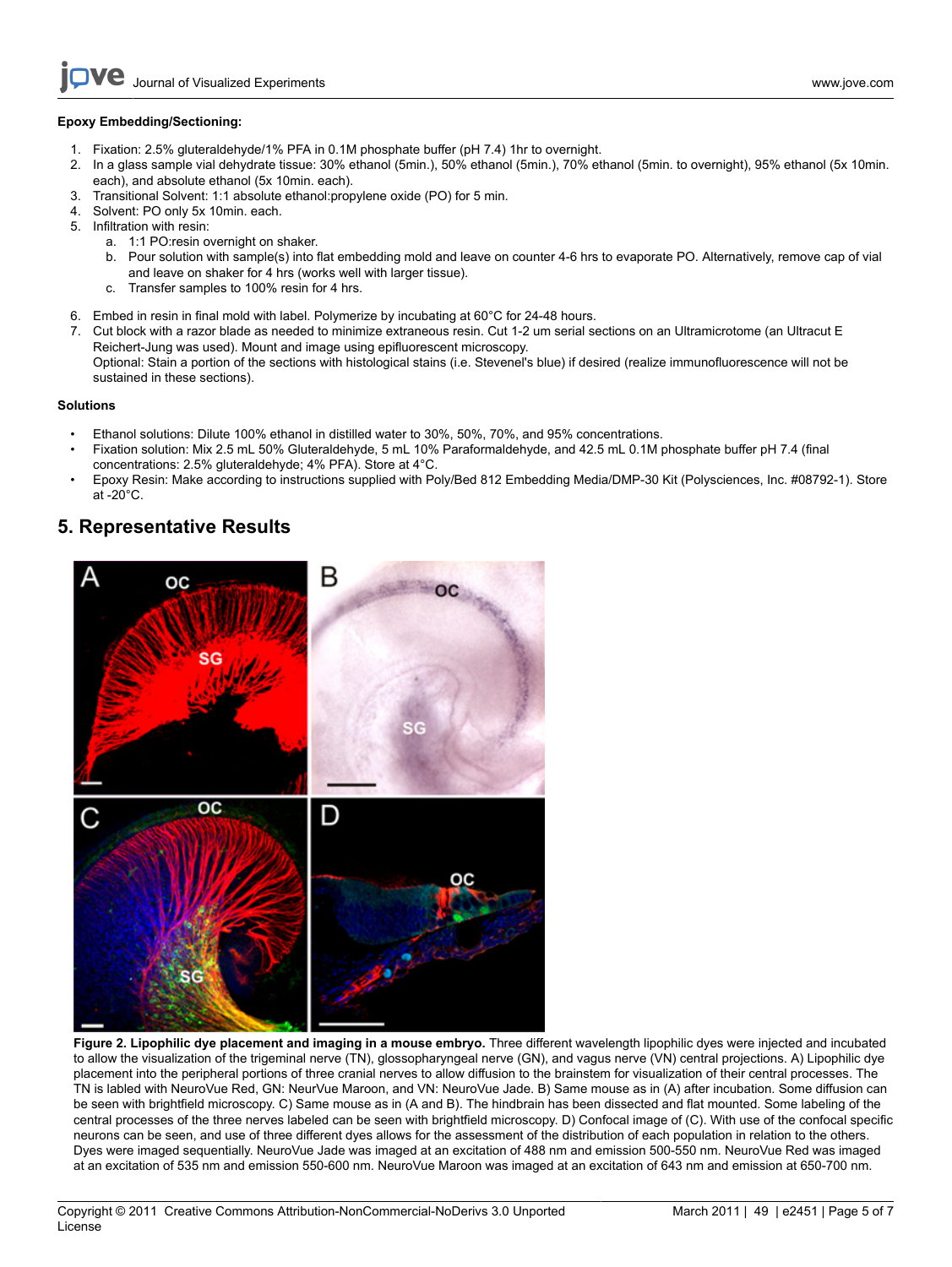**Epoxy Embedding/Sectioning:**

1. Fixation: 2.5% gluteraldehyde/1% PFA in 0.1M phosphate buffer (pH 7.4) 1hr to overnight.
2. In a glass sample vial dehydrate tissue: 30% ethanol (5min.), 50% ethanol (5min.), 70% ethanol (5min. to overnight), 95% ethanol (5x 10min. each), and absolute ethanol (5x 10min. each).
3. Transitional Solvent: 1:1 absolute ethanol:propylene oxide (PO) for 5 min.
4. Solvent: PO only 5x 10min. each.
5. Infiltration with resin:
   a. 1:1 PO:resin overnight on shaker.
   b. Pour solution with sample(s) into flat embedding mold and leave on counter 4-6 hrs to evaporate PO. Alternatively, remove cap of vial and leave on shaker for 4 hrs (works well with larger tissue).
   c. Transfer samples to 100% resin for 4 hrs.
6. Embed in resin in final mold with label. Polymerize by incubating at 60°C for 24-48 hours.
7. Cut block with a razor blade as needed to minimize extraneous resin. Cut 1-2 um serial sections on an Ultramicrotome (an Ultracut E Reichert-Jung was used). Mount and image using epifluorescent microscopy.
   Optional: Stain a portion of the sections with histological stains (i.e. Stevenel's blue) if desired (realize immunofluorescence will not be sustained in these sections).

**Solutions**

- Ethanol solutions: Dilute 100% ethanol in distilled water to 30%, 50%, 70%, and 95% concentrations.
- Fixation solution: Mix 2.5 mL 50% Gluteraldehyde, 5 mL 10% Paraformaldehyde, and 42.5 mL 0.1M phosphate buffer pH 7.4 (final concentrations: 2.5% gluteraldehyde; 4% PFA). Store at 4°C.
- Epoxy Resin: Make according to instructions supplied with Poly/Bed 812 Embedding Media/DMP-30 Kit (Polysciences, Inc. #08792-1). Store at -20°C.

## 5. Representative Results

**Figure 2. Lipophilic dye placement and imaging in a mouse embryo.** Three different wavelength lipophilic dyes were injected and incubated to allow the visualization of the trigeminal nerve (TN), glossopharyngeal nerve (GN), and vagus nerve (VN) central projections. A) Lipophilic dye placement into the peripheral portions of three cranial nerves to allow diffusion to the brainstem for visualization of their central processes. The TN is labled with NeuroVue Red, GN: NeurVue Maroon, and VN: NeuroVue Jade. B) Same mouse as in (A) after incubation. Some diffusion can be seen with brightfield microscopy. C) Same mouse as in (A and B). The hindbrain has been dissected and flat mounted. Some labeling of the central processes of the three nerves labeled can be seen with brightfield microscopy. D) Confocal image of (C). With use of the confocal specific neurons can be seen, and use of three different dyes allows for the assessment of the distribution of each population in relation to the others. Dyes were imaged sequentially. NeuroVue Jade was imaged at an excitation of 488 nm and emission 500-550 nm. NeuroVue Red was imaged at an excitation of 535 nm and emission 550-600 nm. NeuroVue Maroon was imaged at an excitation of 643 nm and emission at 650-700 nm.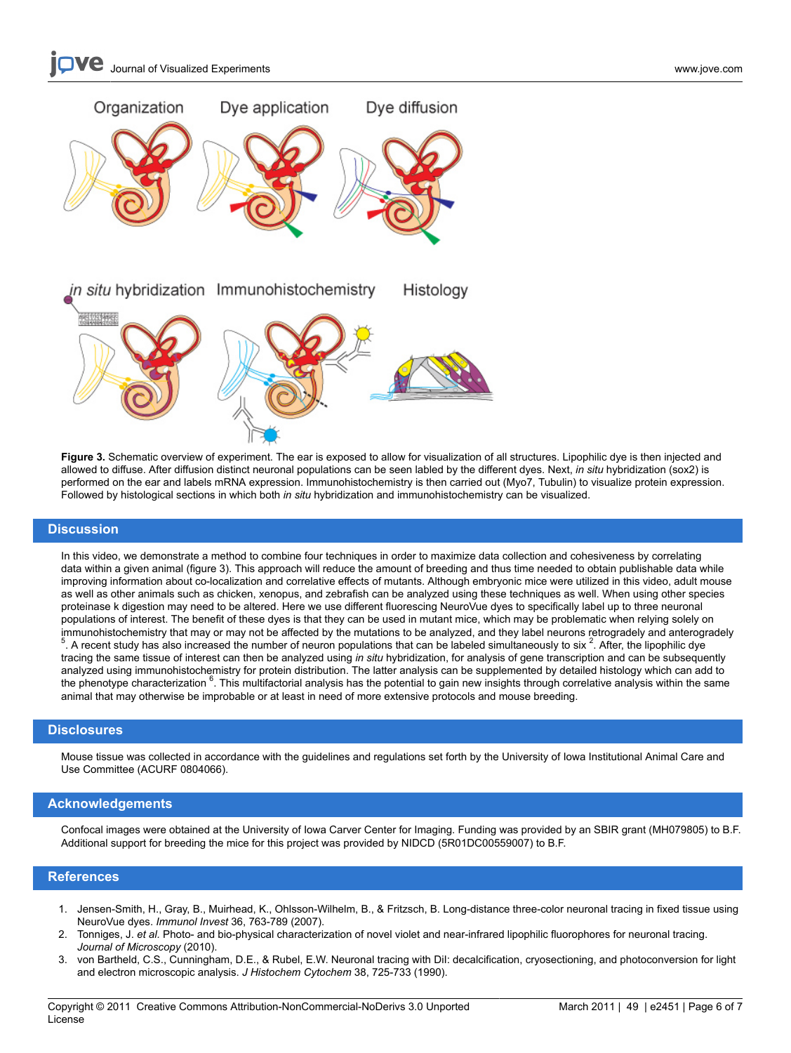**Figure 3.** Schematic overview of experiment. The ear is exposed to allow for visualization of all structures. Lipophilic dye is then injected and allowed to diffuse. After diffusion distinct neuronal populations can be seen labled by the different dyes. Next, *in situ* hybridization (sox2) is performed on the ear and labels mRNA expression. Immunohistochemistry is then carried out (Myo7, Tubulin) to visualize protein expression. Followed by histological sections in which both *in situ* hybridization and immunohistochemistry can be visualized.

## Discussion

In this video, we demonstrate a method to combine four techniques in order to maximize data collection and cohesiveness by correlating data within a given animal (figure 3). This approach will reduce the amount of breeding and thus time needed to obtain publishable data while improving information about co-localization and correlative effects of mutants. Although embryonic mice were utilized in this video, adult mouse as well as other animals such as chicken, xenopus, and zebrafish can be analyzed using these techniques as well. When using other species proteinase k digestion may need to be altered. Here we use different fluorescing NeuroVue dyes to specifically label up to three neuronal populations of interest. The benefit of these dyes is that they can be used in mutant mice, which may be problematic when relying solely on immunohistochemistry that may or may not be affected by the mutations to be analyzed, and they label neurons retrogradely and anterogradely [5]. A recent study has also increased the number of neuron populations that can be labeled simultaneously to six [2]. After, the lipophilic dye tracing the same tissue of interest can then be analyzed using *in situ* hybridization, for analysis of gene transcription and can be subsequently analyzed using immunohistochemistry for protein distribution. The latter analysis can be supplemented by detailed histology which can add to the phenotype characterization [6]. This multifactorial analysis has the potential to gain new insights through correlative analysis within the same animal that may otherwise be improbable or at least in need of more extensive protocols and mouse breeding.

## Disclosures

Mouse tissue was collected in accordance with the guidelines and regulations set forth by the University of Iowa Institutional Animal Care and Use Committee (ACURF 0804066).

## Acknowledgements

Confocal images were obtained at the University of Iowa Carver Center for Imaging. Funding was provided by an SBIR grant (MH079805) to B.F. Additional support for breeding the mice for this project was provided by NIDCD (5R01DC00559007) to B.F.

## References

1. Jensen-Smith, H., Gray, B., Muirhead, K., Ohlsson-Wilhelm, B., & Fritzsch, B. Long-distance three-color neuronal tracing in fixed tissue using NeuroVue dyes. *Immunol Invest* 36, 763-789 (2007).
2. Tonniges, J. *et al.* Photo- and bio-physical characterization of novel violet and near-infrared lipophilic fluorophores for neuronal tracing. *Journal of Microscopy* (2010).
3. von Bartheld, C.S., Cunningham, D.E., & Rubel, E.W. Neuronal tracing with DiI: decalcification, cryosectioning, and photoconversion for light and electron microscopic analysis. *J Histochem Cytochem* 38, 725-733 (1990).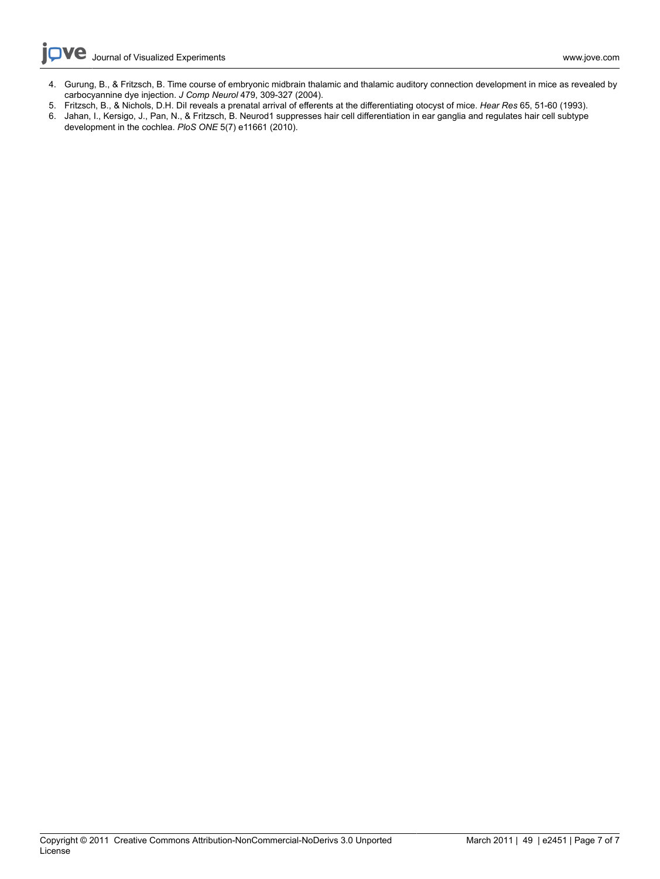4. Gurung, B., & Fritzsch, B. Time course of embryonic midbrain thalamic and thalamic auditory connection development in mice as revealed by carbocyannine dye injection. *J Comp Neurol* 479, 309-327 (2004).
5. Fritzsch, B., & Nichols, D.H. DiI reveals a prenatal arrival of efferents at the differentiating otocyst of mice. *Hear Res* 65, 51-60 (1993).
6. Jahan, I., Kersigo, J., Pan, N., & Fritzsch, B. Neurod1 suppresses hair cell differentiation in ear ganglia and regulates hair cell subtype development in the cochlea. *PloS ONE* 5(7) e11661 (2010).